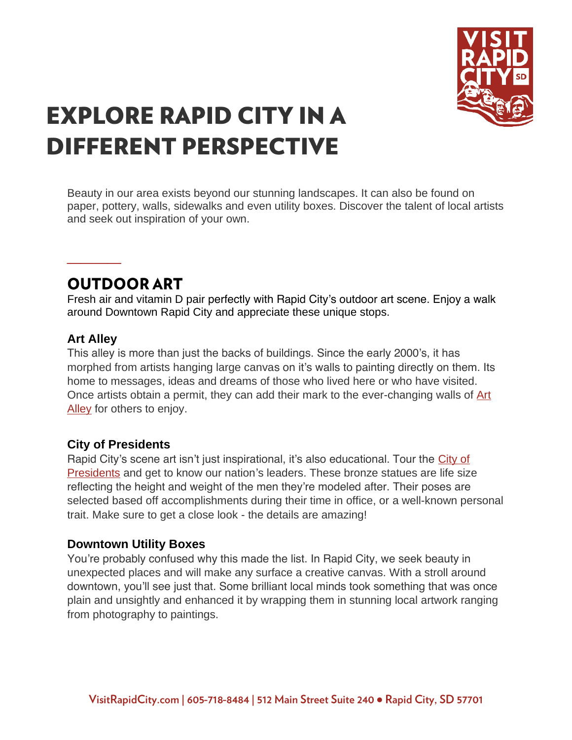# EXPLORE RAPID CITY IN A DIFFERENT PERSPECTIVE

Beauty in our area exists beyond our stunning landscapes. It can also be found on paper, pottery, walls, sidewalks and even utility boxes. Discover the talent of local artists and seek out inspiration of your own.

## OUTDOOR ART

Fresh air and vitamin D pair perfectly with Rapid City's outdoor art scene. Enjoy a walk around Downtown Rapid City and appreciate these unique stops.

### Art Alley

This alley is more than just the backs of buildings. Since the early 2000's, it has morphed from artists hanging large canvas on it's walls to painting directly on them. Its home to messages, ideas and dreams of those who lived here or who have visited. Once artists obtain a permit, they can add their mark to the ever-changing walls of Art Alley for others to enjoy.

### City of Presidents

Rapid City's scene art isn't just inspirational, it's also educational. Tour the City of Presidents and get to know our nation's leaders. These bronze statues are life size reflecting the height and weight of the men they're modeled after. Their poses are selected based off accomplishments during their time in office, or a well-known personal trait. Make sure to get a close look - the details are amazing!

### Downtown Utility Boxes

You're probably confused why this made the list. In Rapid City, we seek beauty in unexpected places and will make any surface a creative canvas. With a stroll around downtown, you'll see just that. Some brilliant local minds took something that was once plain and unsightly and enhanced it by wrapping them in stunning local artwork ranging from photography to paintings.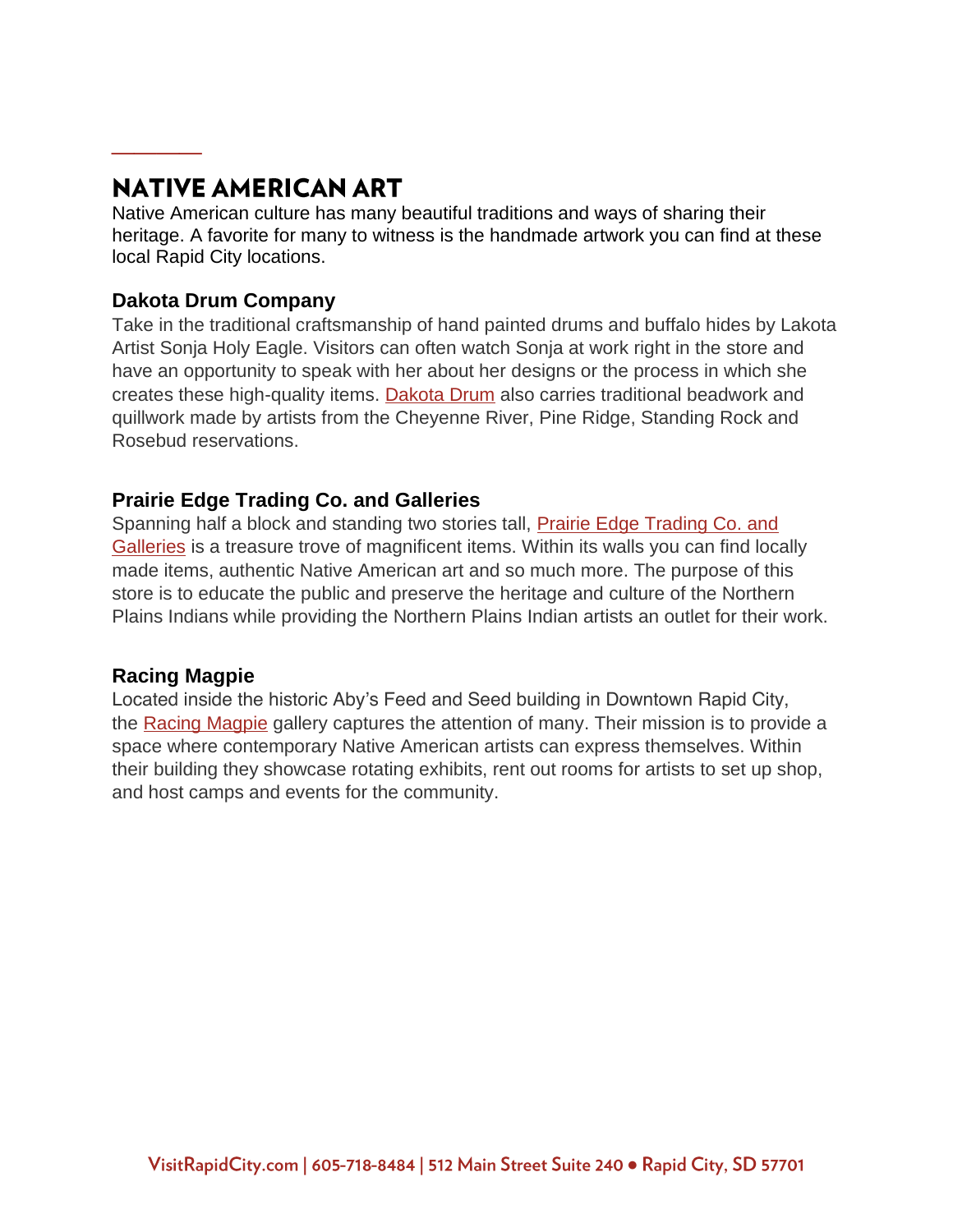## NATIVE AMERICAN ART

Native American culture has many beautiful traditions and ways of sharing their heritage. A favorite for many to witness is the handmade artwork you can find at these local Rapid City locations.

### Dakota Drum Company

Take in the traditional craftsmanship of hand painted drums and buffalo hides by Lakota Artist Sonja Holy Eagle. Visitors can often watch Sonja at work right in the store and have an opportunity to speak with her about her designs or the process in which she creates these high-quality items. Dakota Drum also carries traditional beadwork and quillwork made by artists from the Cheyenne River, Pine Ridge, Standing Rock and Rosebud reservations.

### Prairie Edge Trading Co. and Galleries

Spanning half a block and standing two stories tall, Prairie Edge Trading Co. and Galleries is a treasure trove of magnificent items. Within its walls you can find locally made items, authentic Native American art and so much more. The purpose of this store is to educate the public and preserve the heritage and culture of the Northern Plains Indians while providing the Northern Plains Indian artists an outlet for their work.

### Racing Magpie

Located inside the historic Aby's Feed and Seed building in Downtown Rapid City, the Racing Magpie gallery captures the attention of many. Their mission is to provide a space where contemporary Native American artists can express themselves. Within their building they showcase rotating exhibits, rent out rooms for artists to set up shop, and host camps and events for the community.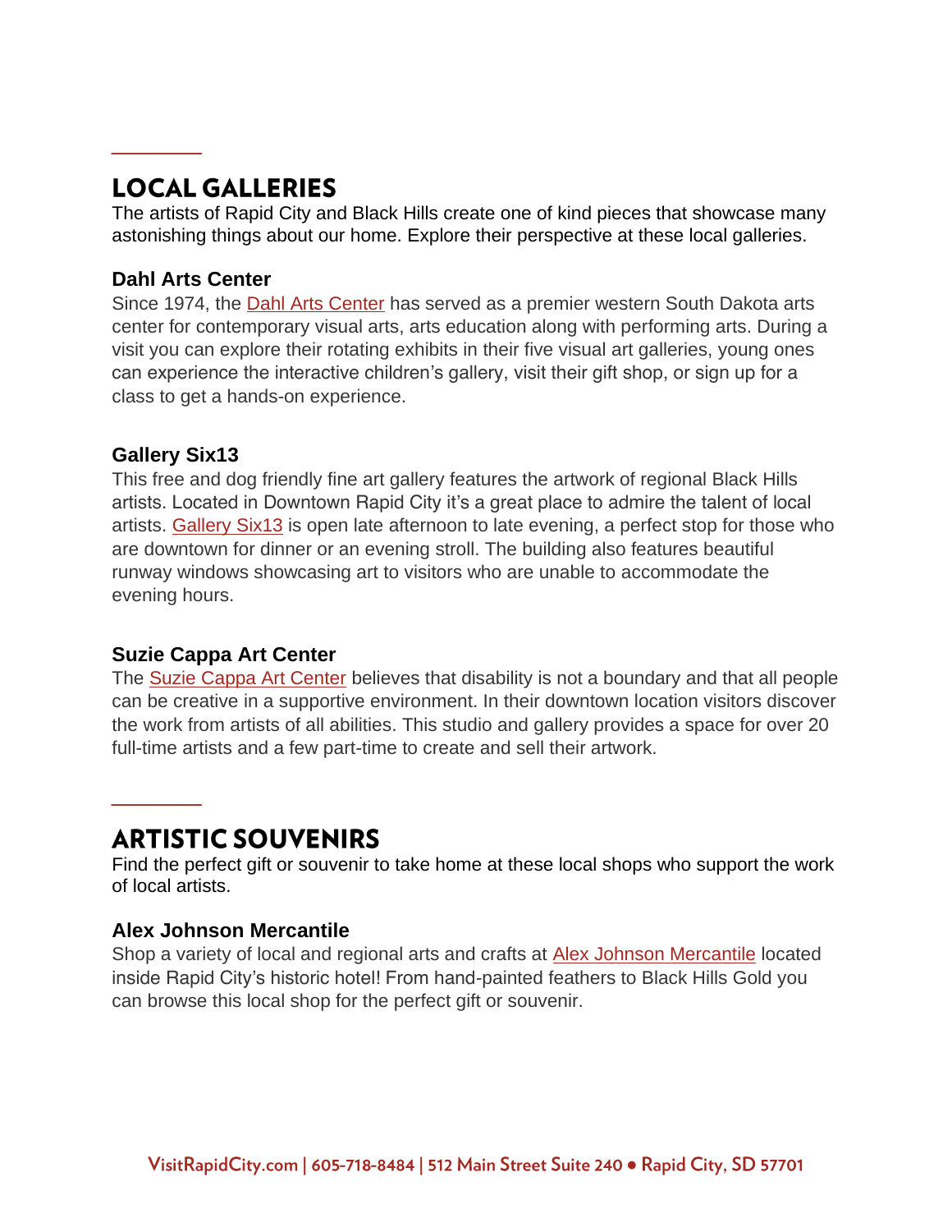## LOCAL GALLERIES

The artists of Rapid City and Black Hills create one of kind pieces that showcase many astonishing things about our home. Explore their perspective at these local galleries.

### Dahl Arts Center

Since 1974, the Dahl Arts Center has served as a premier western South Dakota arts center for contemporary visual arts, arts education along with performing arts. During a visit you can explore their rotating exhibits in their five visual art galleries, young ones can experience the interactive children's gallery, visit their gift shop, or sign up for a class to get a hands-on experience.

### Gallery Six13

This free and dog friendly fine art gallery features the artwork of regional Black Hills artists. Located in Downtown Rapid City it's a great place to admire the talent of local artists. Gallery Six13 is open late afternoon to late evening, a perfect stop for those who are downtown for dinner or an evening stroll. The building also features beautiful runway windows showcasing art to visitors who are unable to accommodate the evening hours.

### Suzie Cappa Art Center

The Suzie Cappa Art Center believes that disability is not a boundary and that all people can be creative in a supportive environment. In their downtown location visitors discover the work from artists of all abilities. This studio and gallery provides a space for over 20 full-time artists and a few part-time to create and sell their artwork.

## ARTISTIC SOUVENIRS

Find the perfect gift or souvenir to take home at these local shops who support the work of local artists.

### Alex Johnson Mercantile

Shop a variety of local and regional arts and crafts at Alex Johnson Mercantile located inside Rapid City's historic hotel! From hand-painted feathers to Black Hills Gold you can browse this local shop for the perfect gift or souvenir.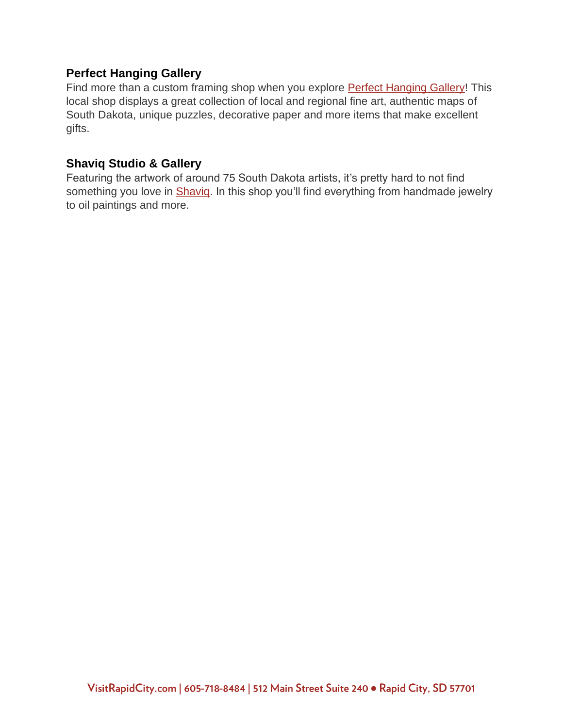### Perfect Hanging Gallery

Find more than a custom framing shop when you explore Perfect Hanging Gallery! This local shop displays a great collection of local and regional fine art, authentic maps of South Dakota, unique puzzles, decorative paper and more items that make excellent gifts.

### Shaviq Studio & Gallery

Featuring the artwork of around 75 South Dakota artists, it's pretty hard to not find something you love in Shaviq. In this shop you'll find everything from handmade jewelry to oil paintings and more.